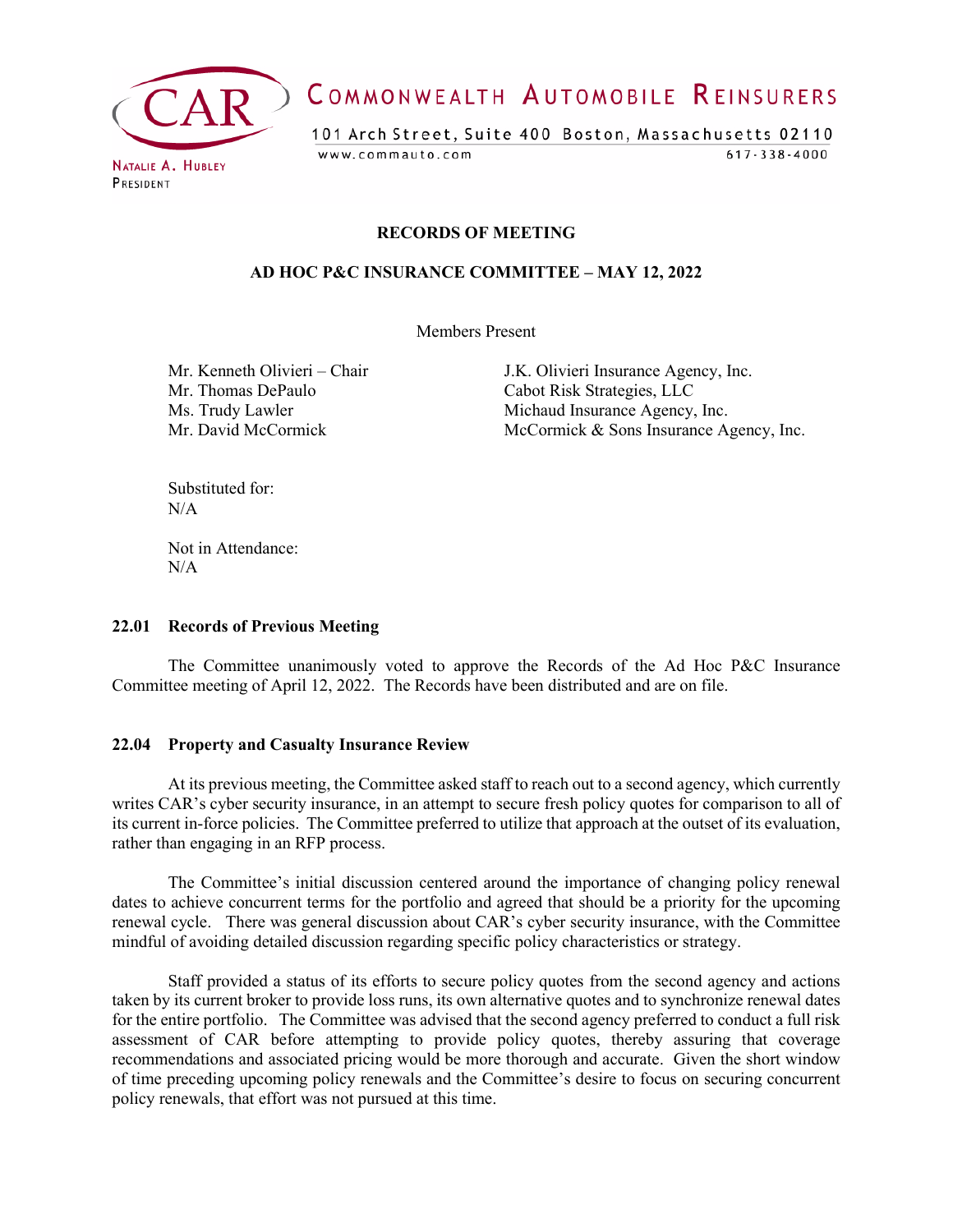**COMMONWEALTH AUTOMOBILE REINSURERS**

101 Arch Street, Suite 400 Boston, Massachusetts 02110

www.commauto.com 617-338-4000

NATALIE A. HUBLEY
PRESIDENT

# RECORDS OF MEETING

## AD HOC P&C INSURANCE COMMITTEE – MAY 12, 2022

Members Present

| | |
|---|---|
| Mr. Kenneth Olivieri – Chair | J.K. Olivieri Insurance Agency, Inc. |
| Mr. Thomas DePaulo | Cabot Risk Strategies, LLC |
| Ms. Trudy Lawler | Michaud Insurance Agency, Inc. |
| Mr. David McCormick | McCormick & Sons Insurance Agency, Inc. |

Substituted for:
N/A

Not in Attendance:
N/A

### 22.01 Records of Previous Meeting

The Committee unanimously voted to approve the Records of the Ad Hoc P&C Insurance Committee meeting of April 12, 2022. The Records have been distributed and are on file.

### 22.04 Property and Casualty Insurance Review

At its previous meeting, the Committee asked staff to reach out to a second agency, which currently writes CAR's cyber security insurance, in an attempt to secure fresh policy quotes for comparison to all of its current in-force policies. The Committee preferred to utilize that approach at the outset of its evaluation, rather than engaging in an RFP process.

The Committee's initial discussion centered around the importance of changing policy renewal dates to achieve concurrent terms for the portfolio and agreed that should be a priority for the upcoming renewal cycle. There was general discussion about CAR's cyber security insurance, with the Committee mindful of avoiding detailed discussion regarding specific policy characteristics or strategy.

Staff provided a status of its efforts to secure policy quotes from the second agency and actions taken by its current broker to provide loss runs, its own alternative quotes and to synchronize renewal dates for the entire portfolio. The Committee was advised that the second agency preferred to conduct a full risk assessment of CAR before attempting to provide policy quotes, thereby assuring that coverage recommendations and associated pricing would be more thorough and accurate. Given the short window of time preceding upcoming policy renewals and the Committee's desire to focus on securing concurrent policy renewals, that effort was not pursued at this time.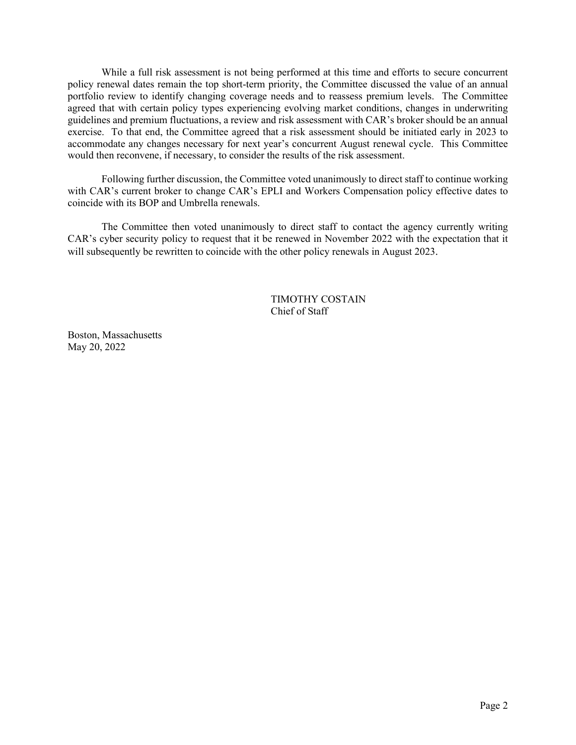While a full risk assessment is not being performed at this time and efforts to secure concurrent policy renewal dates remain the top short-term priority, the Committee discussed the value of an annual portfolio review to identify changing coverage needs and to reassess premium levels. The Committee agreed that with certain policy types experiencing evolving market conditions, changes in underwriting guidelines and premium fluctuations, a review and risk assessment with CAR's broker should be an annual exercise. To that end, the Committee agreed that a risk assessment should be initiated early in 2023 to accommodate any changes necessary for next year's concurrent August renewal cycle. This Committee would then reconvene, if necessary, to consider the results of the risk assessment.

Following further discussion, the Committee voted unanimously to direct staff to continue working with CAR's current broker to change CAR's EPLI and Workers Compensation policy effective dates to coincide with its BOP and Umbrella renewals.

The Committee then voted unanimously to direct staff to contact the agency currently writing CAR's cyber security policy to request that it be renewed in November 2022 with the expectation that it will subsequently be rewritten to coincide with the other policy renewals in August 2023.

TIMOTHY COSTAIN
Chief of Staff

Boston, Massachusetts
May 20, 2022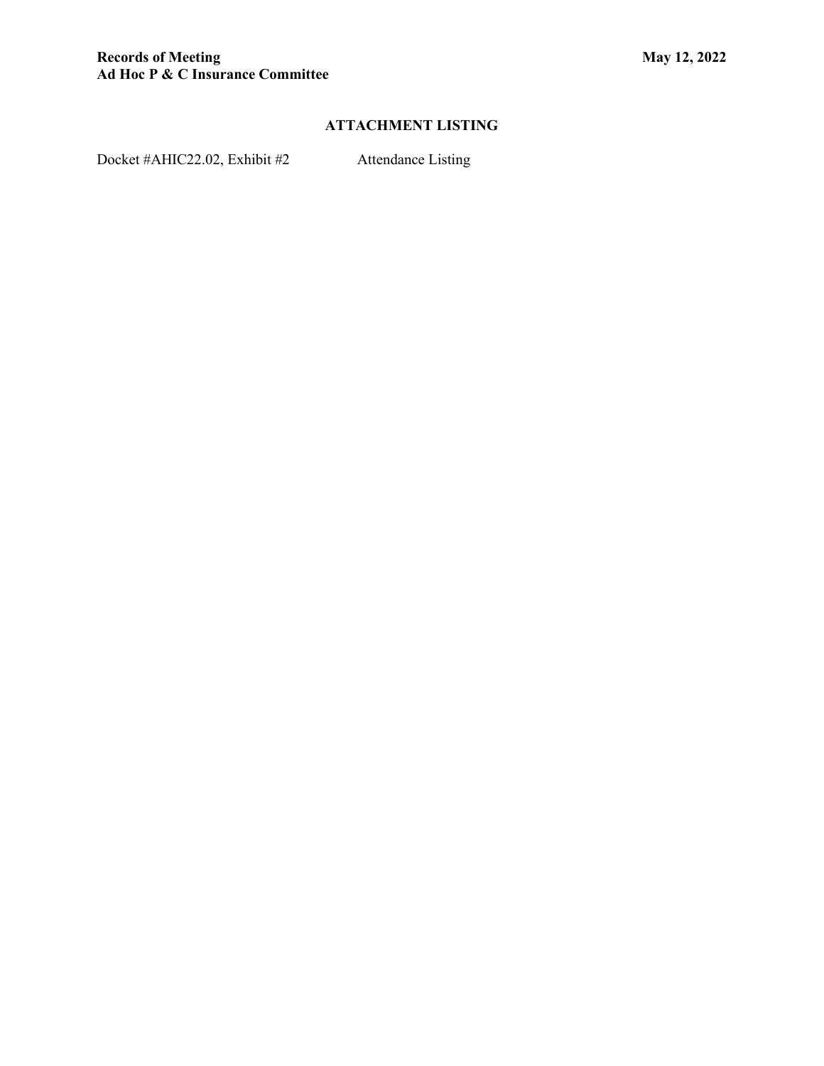## ATTACHMENT LISTING

| | |
|---|---|
| Docket #AHIC22.02, Exhibit #2 | Attendance Listing |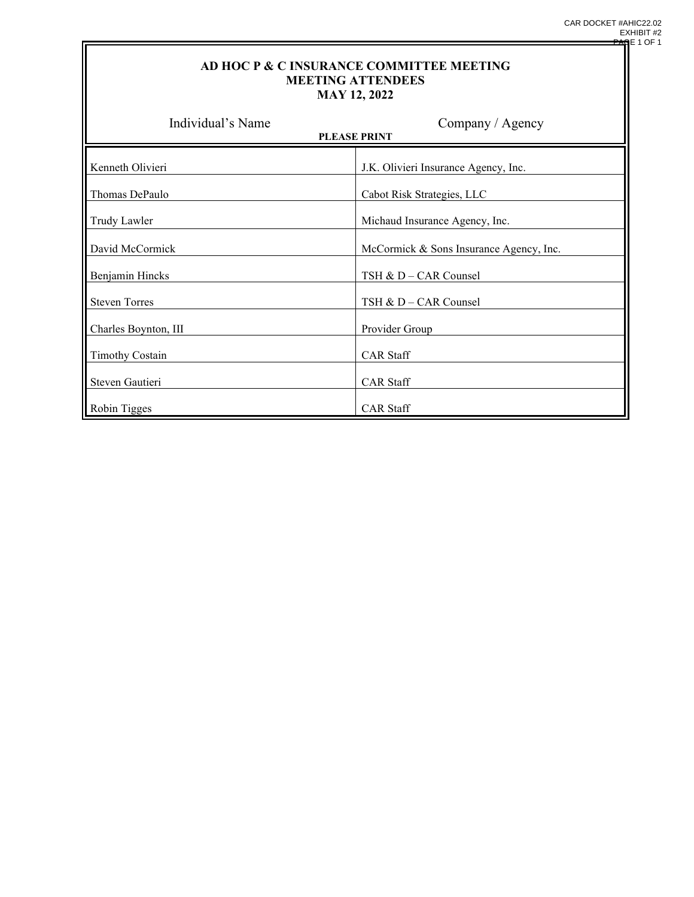CAR DOCKET #AHIC22.02
EXHIBIT #2

# AD HOC P & C INSURANCE COMMITTEE MEETING
## MEETING ATTENDEES
## MAY 12, 2022

| Individual's Name | Company / Agency |
|---|---|
| **PLEASE PRINT** | |
| Kenneth Olivieri | J.K. Olivieri Insurance Agency, Inc. |
| Thomas DePaulo | Cabot Risk Strategies, LLC |
| Trudy Lawler | Michaud Insurance Agency, Inc. |
| David McCormick | McCormick & Sons Insurance Agency, Inc. |
| Benjamin Hincks | TSH & D – CAR Counsel |
| Steven Torres | TSH & D – CAR Counsel |
| Charles Boynton, III | Provider Group |
| Timothy Costain | CAR Staff |
| Steven Gautieri | CAR Staff |
| Robin Tigges | CAR Staff |